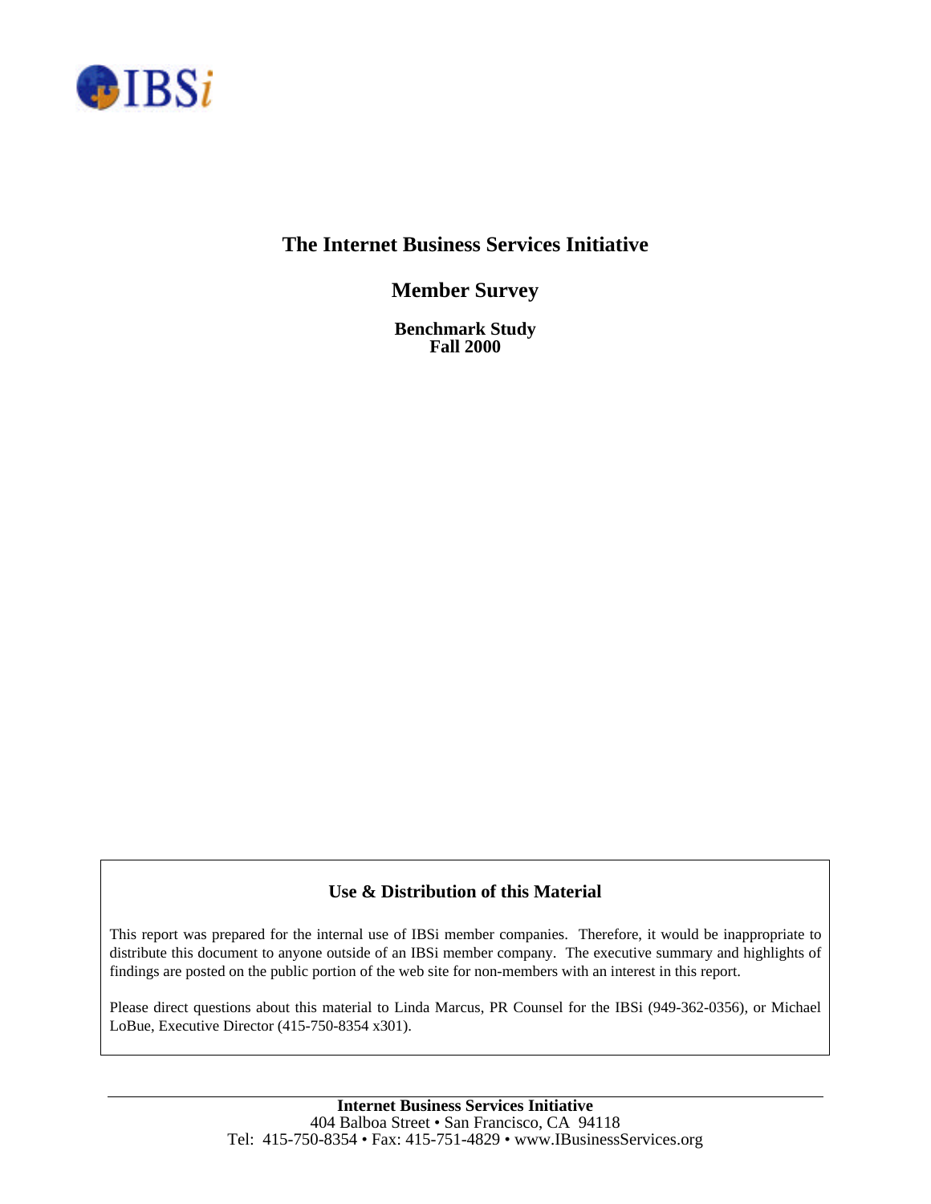IBSi

# The Internet Business Services Initiative

## Member Survey

**Benchmark Study**
**Fall 2000**

### Use & Distribution of this Material

This report was prepared for the internal use of IBSi member companies. Therefore, it would be inappropriate to distribute this document to anyone outside of an IBSi member company. The executive summary and highlights of findings are posted on the public portion of the web site for non-members with an interest in this report.

Please direct questions about this material to Linda Marcus, PR Counsel for the IBSi (949-362-0356), or Michael LoBue, Executive Director (415-750-8354 x301).

---

**Internet Business Services Initiative**
404 Balboa Street • San Francisco, CA 94118
Tel: 415-750-8354 • Fax: 415-751-4829 • www.IBusinessServices.org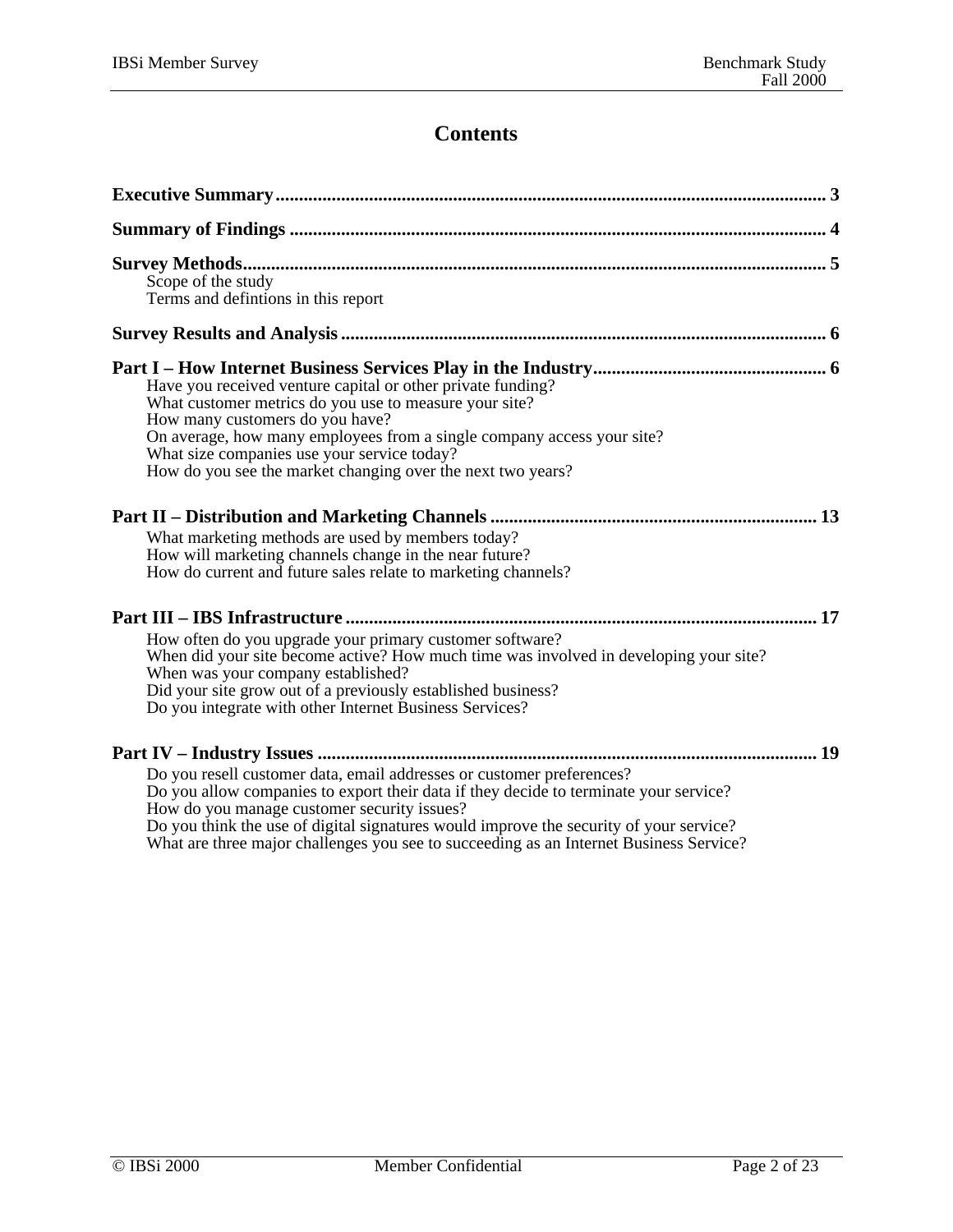# Contents

**Executive Summary** .......... 3

**Summary of Findings** .......... 4

**Survey Methods** .......... 5

- Scope of the study
- Terms and defintions in this report

**Survey Results and Analysis** .......... 6

**Part I – How Internet Business Services Play in the Industry** .......... 6

- Have you received venture capital or other private funding?
- What customer metrics do you use to measure your site?
- How many customers do you have?
- On average, how many employees from a single company access your site?
- What size companies use your service today?
- How do you see the market changing over the next two years?

**Part II – Distribution and Marketing Channels** .......... 13

- What marketing methods are used by members today?
- How will marketing channels change in the near future?
- How do current and future sales relate to marketing channels?

**Part III – IBS Infrastructure** .......... 17

- How often do you upgrade your primary customer software?
- When did your site become active? How much time was involved in developing your site?
- When was your company established?
- Did your site grow out of a previously established business?
- Do you integrate with other Internet Business Services?

**Part IV – Industry Issues** .......... 19

- Do you resell customer data, email addresses or customer preferences?
- Do you allow companies to export their data if they decide to terminate your service?
- How do you manage customer security issues?
- Do you think the use of digital signatures would improve the security of your service?
- What are three major challenges you see to succeeding as an Internet Business Service?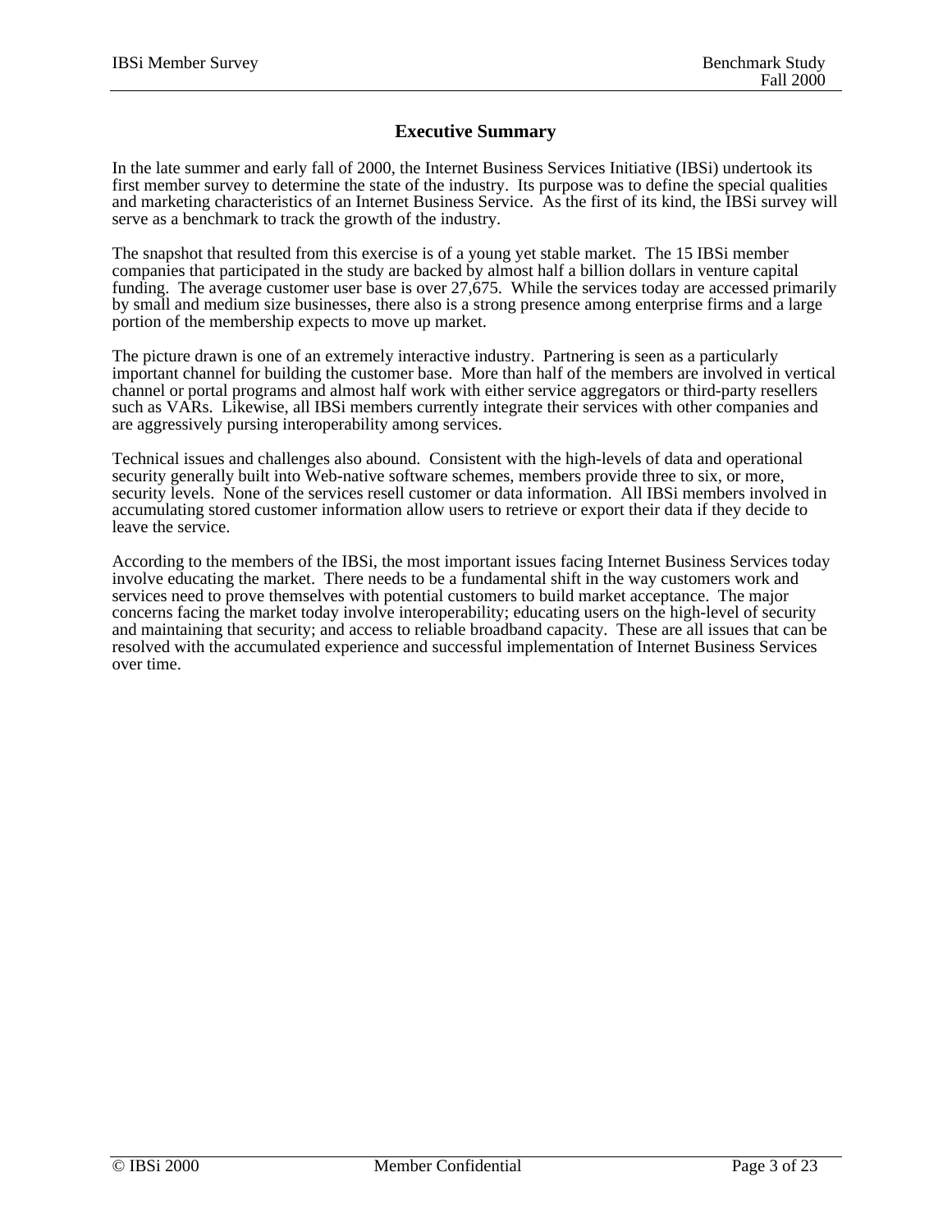# Executive Summary

In the late summer and early fall of 2000, the Internet Business Services Initiative (IBSi) undertook its first member survey to determine the state of the industry. Its purpose was to define the special qualities and marketing characteristics of an Internet Business Service. As the first of its kind, the IBSi survey will serve as a benchmark to track the growth of the industry.

The snapshot that resulted from this exercise is of a young yet stable market. The 15 IBSi member companies that participated in the study are backed by almost half a billion dollars in venture capital funding. The average customer user base is over 27,675. While the services today are accessed primarily by small and medium size businesses, there also is a strong presence among enterprise firms and a large portion of the membership expects to move up market.

The picture drawn is one of an extremely interactive industry. Partnering is seen as a particularly important channel for building the customer base. More than half of the members are involved in vertical channel or portal programs and almost half work with either service aggregators or third-party resellers such as VARs. Likewise, all IBSi members currently integrate their services with other companies and are aggressively pursing interoperability among services.

Technical issues and challenges also abound. Consistent with the high-levels of data and operational security generally built into Web-native software schemes, members provide three to six, or more, security levels. None of the services resell customer or data information. All IBSi members involved in accumulating stored customer information allow users to retrieve or export their data if they decide to leave the service.

According to the members of the IBSi, the most important issues facing Internet Business Services today involve educating the market. There needs to be a fundamental shift in the way customers work and services need to prove themselves with potential customers to build market acceptance. The major concerns facing the market today involve interoperability; educating users on the high-level of security and maintaining that security; and access to reliable broadband capacity. These are all issues that can be resolved with the accumulated experience and successful implementation of Internet Business Services over time.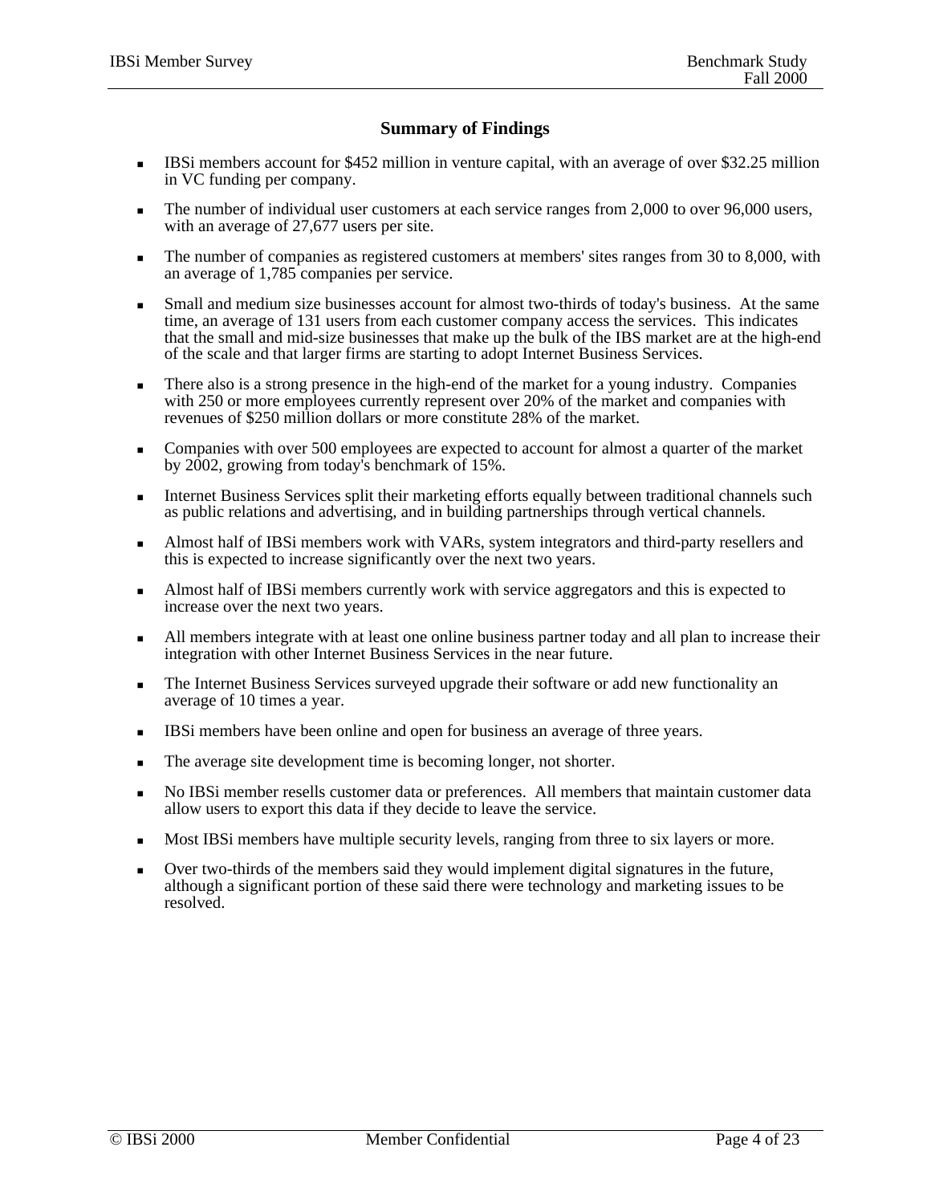## Summary of Findings

- IBSi members account for $452 million in venture capital, with an average of over $32.25 million in VC funding per company.
- The number of individual user customers at each service ranges from 2,000 to over 96,000 users, with an average of 27,677 users per site.
- The number of companies as registered customers at members' sites ranges from 30 to 8,000, with an average of 1,785 companies per service.
- Small and medium size businesses account for almost two-thirds of today's business. At the same time, an average of 131 users from each customer company access the services. This indicates that the small and mid-size businesses that make up the bulk of the IBS market are at the high-end of the scale and that larger firms are starting to adopt Internet Business Services.
- There also is a strong presence in the high-end of the market for a young industry. Companies with 250 or more employees currently represent over 20% of the market and companies with revenues of $250 million dollars or more constitute 28% of the market.
- Companies with over 500 employees are expected to account for almost a quarter of the market by 2002, growing from today's benchmark of 15%.
- Internet Business Services split their marketing efforts equally between traditional channels such as public relations and advertising, and in building partnerships through vertical channels.
- Almost half of IBSi members work with VARs, system integrators and third-party resellers and this is expected to increase significantly over the next two years.
- Almost half of IBSi members currently work with service aggregators and this is expected to increase over the next two years.
- All members integrate with at least one online business partner today and all plan to increase their integration with other Internet Business Services in the near future.
- The Internet Business Services surveyed upgrade their software or add new functionality an average of 10 times a year.
- IBSi members have been online and open for business an average of three years.
- The average site development time is becoming longer, not shorter.
- No IBSi member resells customer data or preferences. All members that maintain customer data allow users to export this data if they decide to leave the service.
- Most IBSi members have multiple security levels, ranging from three to six layers or more.
- Over two-thirds of the members said they would implement digital signatures in the future, although a significant portion of these said there were technology and marketing issues to be resolved.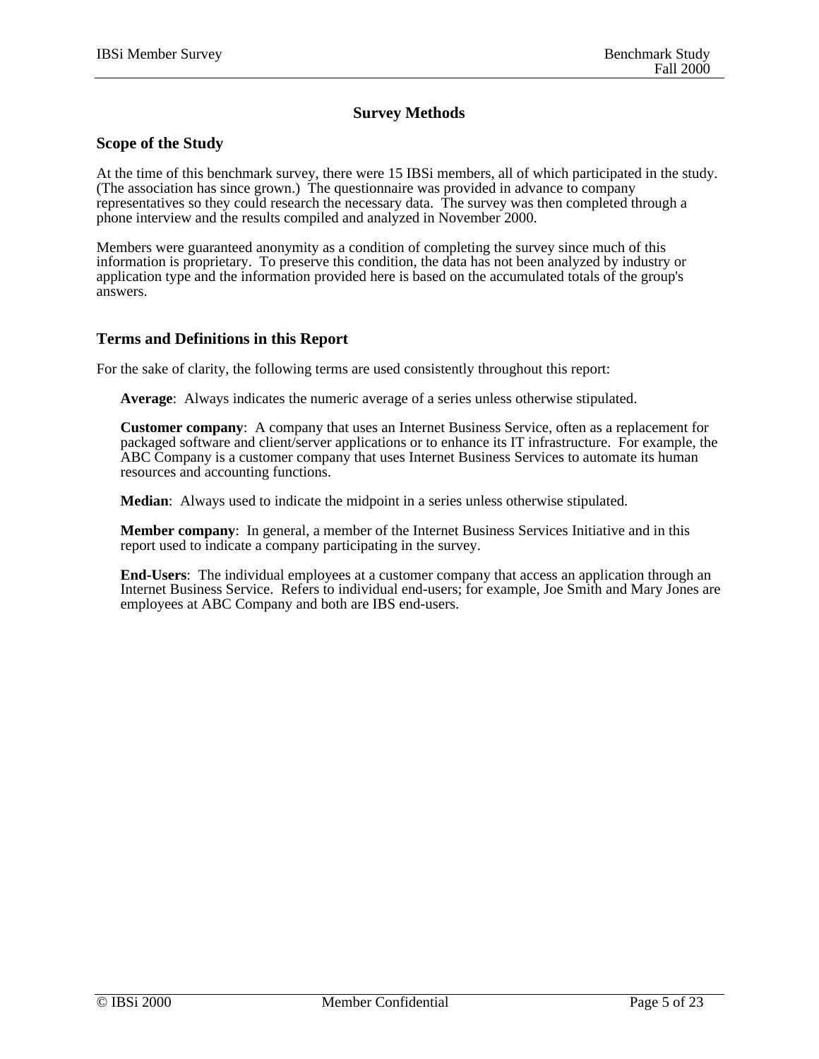# Survey Methods

## Scope of the Study

At the time of this benchmark survey, there were 15 IBSi members, all of which participated in the study. (The association has since grown.) The questionnaire was provided in advance to company representatives so they could research the necessary data. The survey was then completed through a phone interview and the results compiled and analyzed in November 2000.

Members were guaranteed anonymity as a condition of completing the survey since much of this information is proprietary. To preserve this condition, the data has not been analyzed by industry or application type and the information provided here is based on the accumulated totals of the group's answers.

## Terms and Definitions in this Report

For the sake of clarity, the following terms are used consistently throughout this report:

**Average**: Always indicates the numeric average of a series unless otherwise stipulated.

**Customer company**: A company that uses an Internet Business Service, often as a replacement for packaged software and client/server applications or to enhance its IT infrastructure. For example, the ABC Company is a customer company that uses Internet Business Services to automate its human resources and accounting functions.

**Median**: Always used to indicate the midpoint in a series unless otherwise stipulated.

**Member company**: In general, a member of the Internet Business Services Initiative and in this report used to indicate a company participating in the survey.

**End-Users**: The individual employees at a customer company that access an application through an Internet Business Service. Refers to individual end-users; for example, Joe Smith and Mary Jones are employees at ABC Company and both are IBS end-users.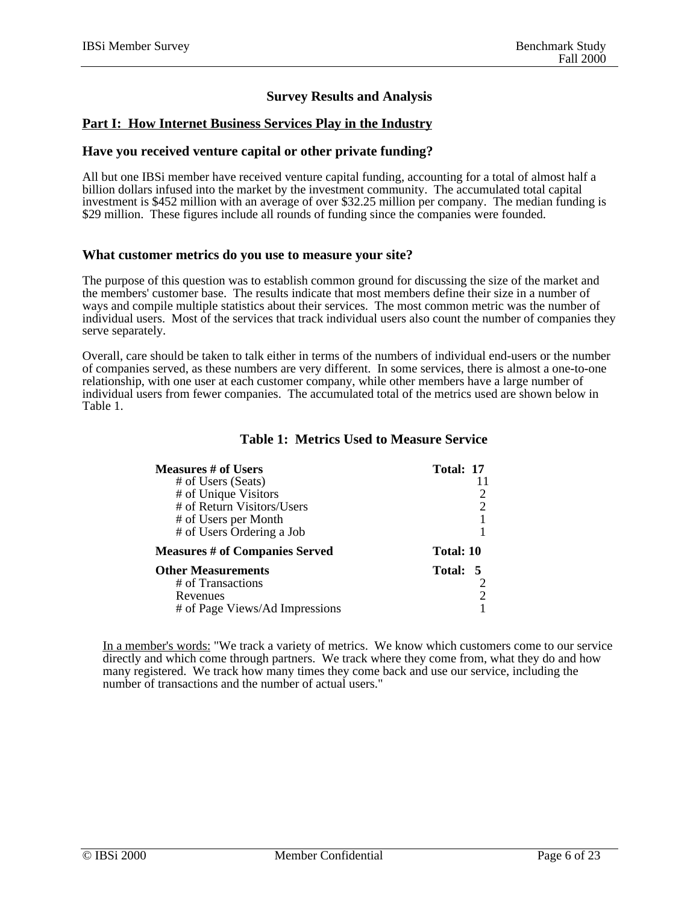## Survey Results and Analysis

### Part I: How Internet Business Services Play in the Industry

### Have you received venture capital or other private funding?

All but one IBSi member have received venture capital funding, accounting for a total of almost half a billion dollars infused into the market by the investment community. The accumulated total capital investment is $452 million with an average of over $32.25 million per company. The median funding is $29 million. These figures include all rounds of funding since the companies were founded.

### What customer metrics do you use to measure your site?

The purpose of this question was to establish common ground for discussing the size of the market and the members' customer base. The results indicate that most members define their size in a number of ways and compile multiple statistics about their services. The most common metric was the number of individual users. Most of the services that track individual users also count the number of companies they serve separately.

Overall, care should be taken to talk either in terms of the numbers of individual end-users or the number of companies served, as these numbers are very different. In some services, there is almost a one-to-one relationship, with one user at each customer company, while other members have a large number of individual users from fewer companies. The accumulated total of the metrics used are shown below in Table 1.

**Table 1: Metrics Used to Measure Service**

| Metric | Count |
| --- | --- |
| **Measures # of Users** | **Total: 17** |
| # of Users (Seats) | 11 |
| # of Unique Visitors | 2 |
| # of Return Visitors/Users | 2 |
| # of Users per Month | 1 |
| # of Users Ordering a Job | 1 |
| **Measures # of Companies Served** | **Total: 10** |
| **Other Measurements** | **Total: 5** |
| # of Transactions | 2 |
| Revenues | 2 |
| # of Page Views/Ad Impressions | 1 |

<u>In a member's words:</u> "We track a variety of metrics. We know which customers come to our service directly and which come through partners. We track where they come from, what they do and how many registered. We track how many times they come back and use our service, including the number of transactions and the number of actual users."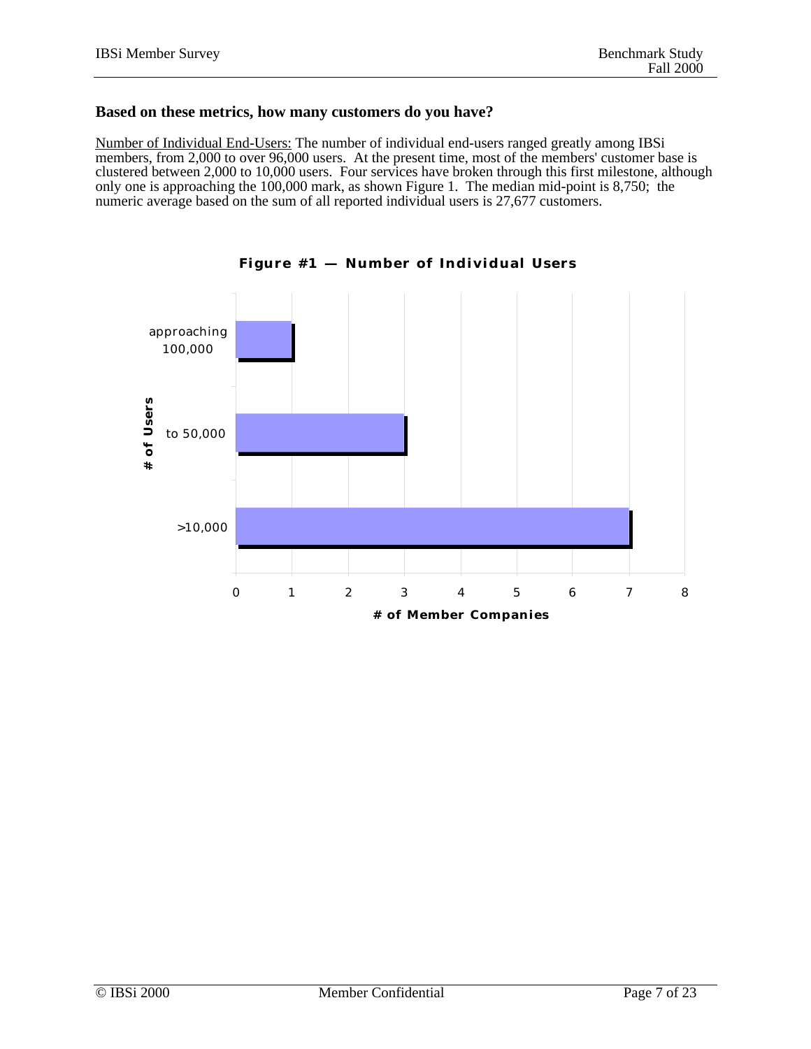**Based on these metrics, how many customers do you have?**

Number of Individual End-Users: The number of individual end-users ranged greatly among IBSi members, from 2,000 to over 96,000 users. At the present time, most of the members' customer base is clustered between 2,000 to 10,000 users. Four services have broken through this first milestone, although only one is approaching the 100,000 mark, as shown Figure 1. The median mid-point is 8,750; the numeric average based on the sum of all reported individual users is 27,677 customers.

**Figure #1 — Number of Individual Users**

| # of Users | # of Member Companies |
|---|---|
| approaching 100,000 | 1 |
| to 50,000 | 3 |
| >10,000 | 7 |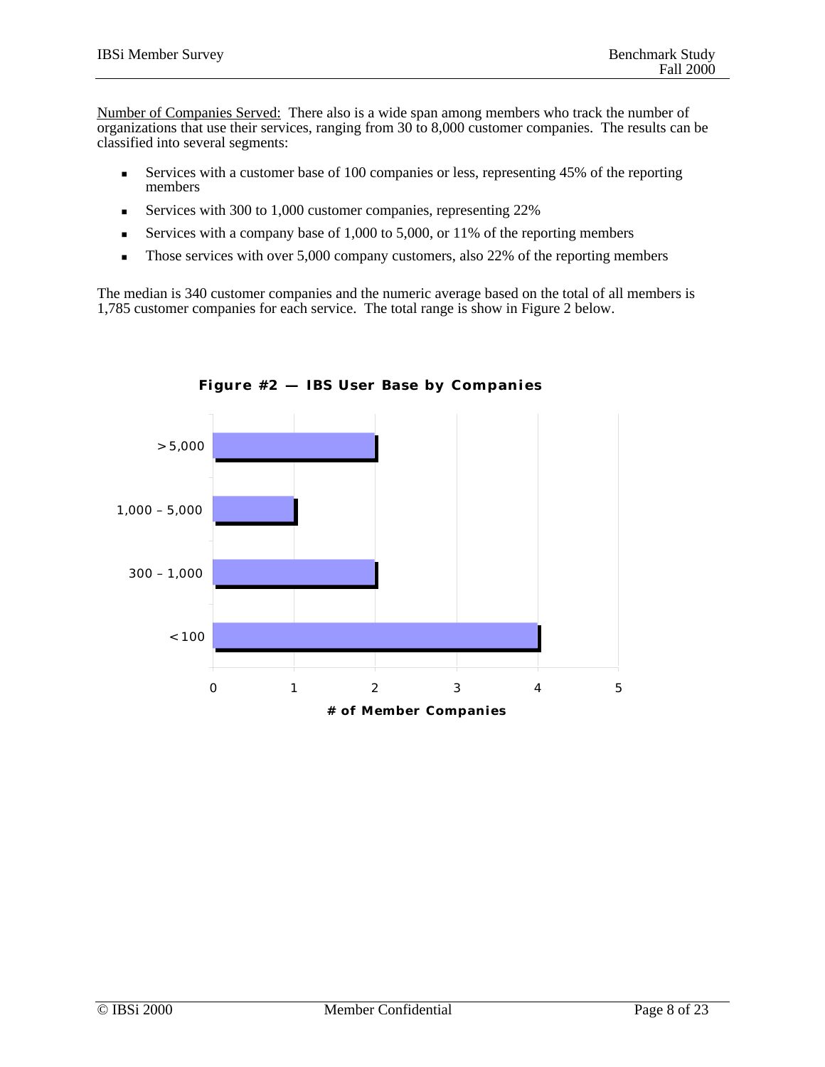<u>Number of Companies Served:</u> There also is a wide span among members who track the number of organizations that use their services, ranging from 30 to 8,000 customer companies. The results can be classified into several segments:

- Services with a customer base of 100 companies or less, representing 45% of the reporting members
- Services with 300 to 1,000 customer companies, representing 22%
- Services with a company base of 1,000 to 5,000, or 11% of the reporting members
- Those services with over 5,000 company customers, also 22% of the reporting members

The median is 340 customer companies and the numeric average based on the total of all members is 1,785 customer companies for each service. The total range is show in Figure 2 below.

**Figure #2 — IBS User Base by Companies**

| Customer companies | # of Member Companies |
| --- | --- |
| > 5,000 | 2 |
| 1,000 – 5,000 | 1 |
| 300 – 1,000 | 2 |
| < 100 | 4 |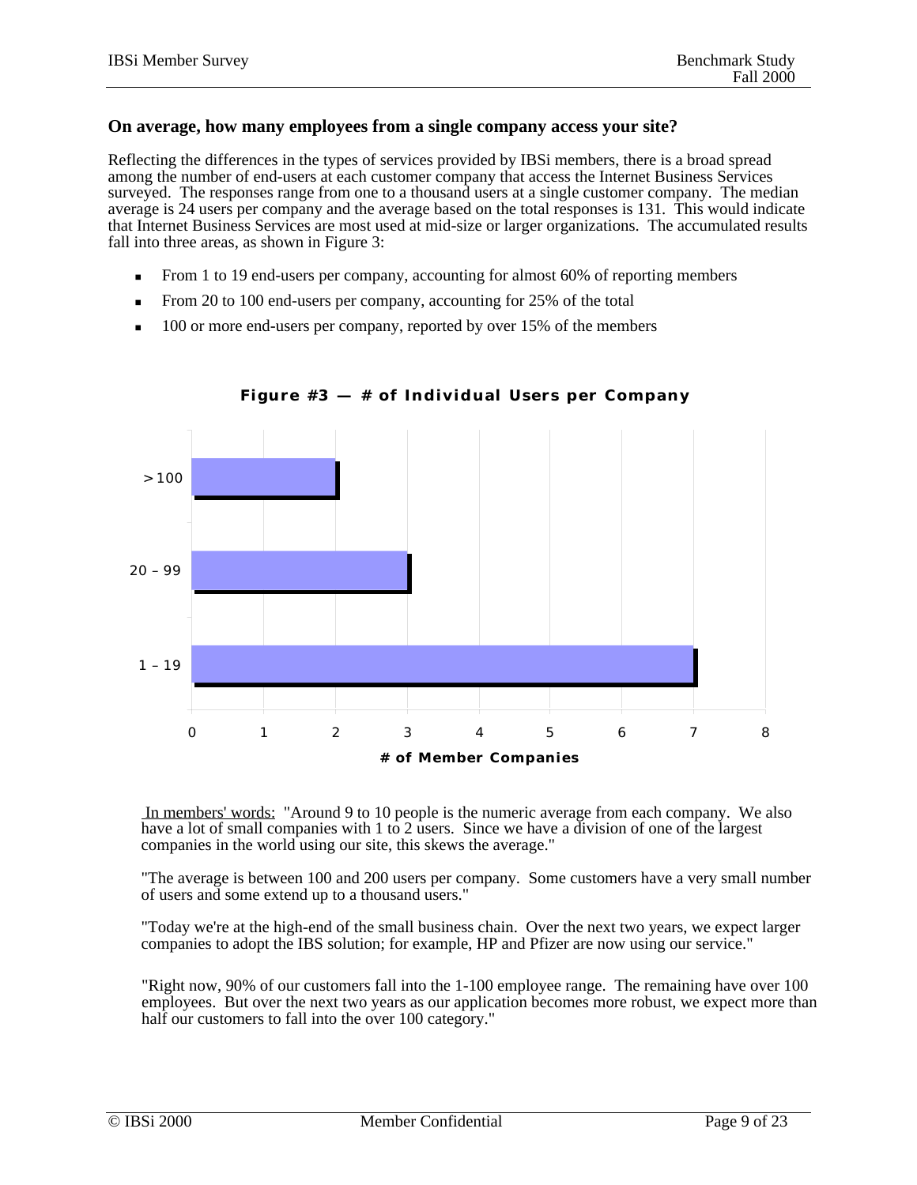### On average, how many employees from a single company access your site?

Reflecting the differences in the types of services provided by IBSi members, there is a broad spread among the number of end-users at each customer company that access the Internet Business Services surveyed. The responses range from one to a thousand users at a single customer company. The median average is 24 users per company and the average based on the total responses is 131. This would indicate that Internet Business Services are most used at mid-size or larger organizations. The accumulated results fall into three areas, as shown in Figure 3:

- From 1 to 19 end-users per company, accounting for almost 60% of reporting members
- From 20 to 100 end-users per company, accounting for 25% of the total
- 100 or more end-users per company, reported by over 15% of the members

**Figure #3 — # of Individual Users per Company**

| # of Individual Users | # of Member Companies |
|---|---|
| > 100 | 2 |
| 20 – 99 | 3 |
| 1 – 19 | 7 |

<u>In members' words:</u> "Around 9 to 10 people is the numeric average from each company. We also have a lot of small companies with 1 to 2 users. Since we have a division of one of the largest companies in the world using our site, this skews the average."

"The average is between 100 and 200 users per company. Some customers have a very small number of users and some extend up to a thousand users."

"Today we're at the high-end of the small business chain. Over the next two years, we expect larger companies to adopt the IBS solution; for example, HP and Pfizer are now using our service."

"Right now, 90% of our customers fall into the 1-100 employee range. The remaining have over 100 employees. But over the next two years as our application becomes more robust, we expect more than half our customers to fall into the over 100 category."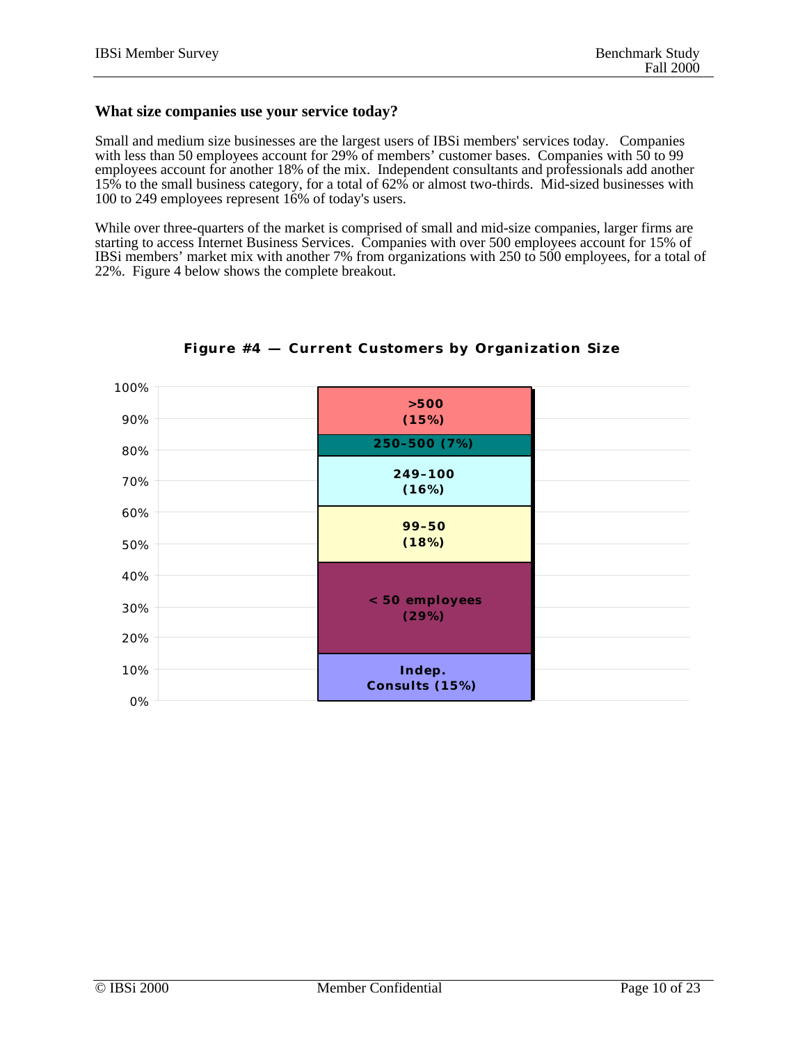### What size companies use your service today?

Small and medium size businesses are the largest users of IBSi members' services today. Companies with less than 50 employees account for 29% of members' customer bases. Companies with 50 to 99 employees account for another 18% of the mix. Independent consultants and professionals add another 15% to the small business category, for a total of 62% or almost two-thirds. Mid-sized businesses with 100 to 249 employees represent 16% of today's users.

While over three-quarters of the market is comprised of small and mid-size companies, larger firms are starting to access Internet Business Services. Companies with over 500 employees account for 15% of IBSi members' market mix with another 7% from organizations with 250 to 500 employees, for a total of 22%. Figure 4 below shows the complete breakout.

**Figure #4 — Current Customers by Organization Size**

100%
90%
80%
70%
60%
50%
40%
30%
20%
10%
0%

>500 (15%)
250-500 (7%)
249-100 (16%)
99-50 (18%)
< 50 employees (29%)
Indep. Consults (15%)